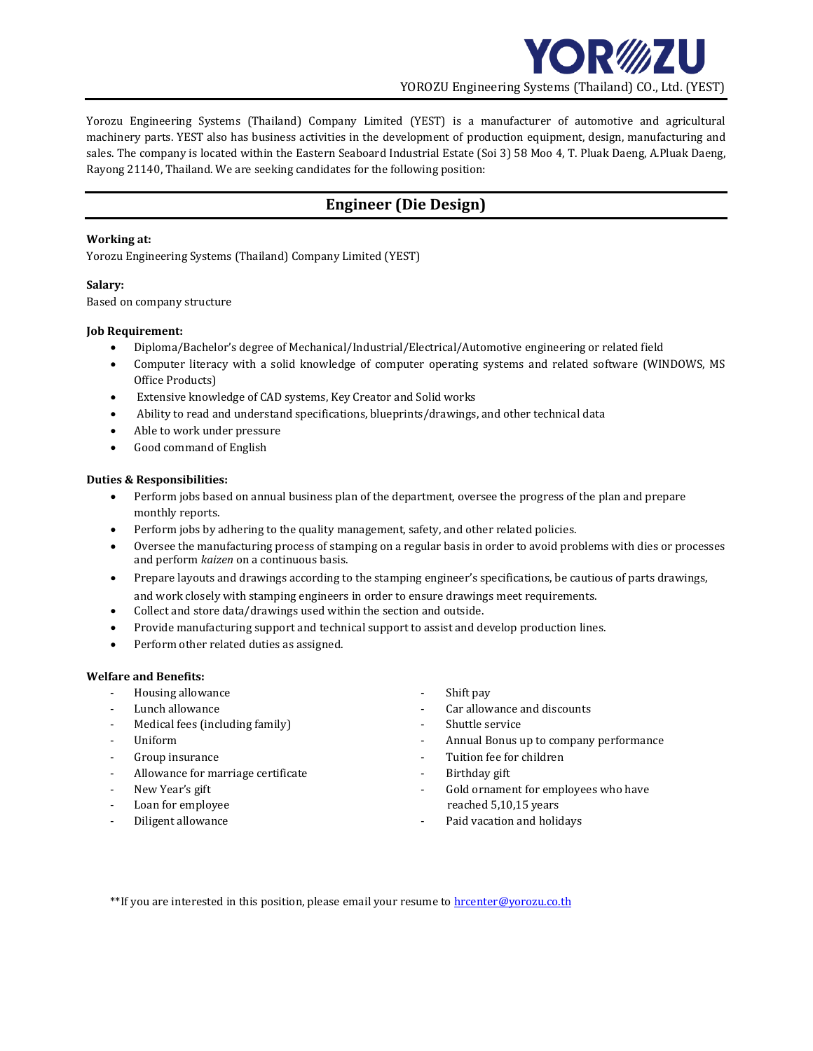YOROZU Engineering Systems (Thailand) CO., Ltd. (YEST)

Yorozu Engineering Systems (Thailand) Company Limited (YEST) is a manufacturer of automotive and agricultural machinery parts. YEST also has business activities in the development of production equipment, design, manufacturing and sales. The company is located within the Eastern Seaboard Industrial Estate (Soi 3) 58 Moo 4, T. Pluak Daeng, A.Pluak Daeng, Rayong 21140, Thailand. We are seeking candidates for the following position:

# Engineer (Die Design)

**Working at:**
Yorozu Engineering Systems (Thailand) Company Limited (YEST)

**Salary:**
Based on company structure

**Job Requirement:**

- Diploma/Bachelor's degree of Mechanical/Industrial/Electrical/Automotive engineering or related field
- Computer literacy with a solid knowledge of computer operating systems and related software (WINDOWS, MS Office Products)
- Extensive knowledge of CAD systems, Key Creator and Solid works
- Ability to read and understand specifications, blueprints/drawings, and other technical data
- Able to work under pressure
- Good command of English

**Duties & Responsibilities:**

- Perform jobs based on annual business plan of the department, oversee the progress of the plan and prepare monthly reports.
- Perform jobs by adhering to the quality management, safety, and other related policies.
- Oversee the manufacturing process of stamping on a regular basis in order to avoid problems with dies or processes and perform *kaizen* on a continuous basis.
- Prepare layouts and drawings according to the stamping engineer's specifications, be cautious of parts drawings, and work closely with stamping engineers in order to ensure drawings meet requirements.
- Collect and store data/drawings used within the section and outside.
- Provide manufacturing support and technical support to assist and develop production lines.
- Perform other related duties as assigned.

**Welfare and Benefits:**

- Housing allowance
- Lunch allowance
- Medical fees (including family)
- Uniform
- Group insurance
- Allowance for marriage certificate
- New Year's gift
- Loan for employee
- Diligent allowance
- Shift pay
- Car allowance and discounts
- Shuttle service
- Annual Bonus up to company performance
- Tuition fee for children
- Birthday gift
- Gold ornament for employees who have reached 5,10,15 years
- Paid vacation and holidays

**If you are interested in this position, please email your resume to hrcenter@yorozu.co.th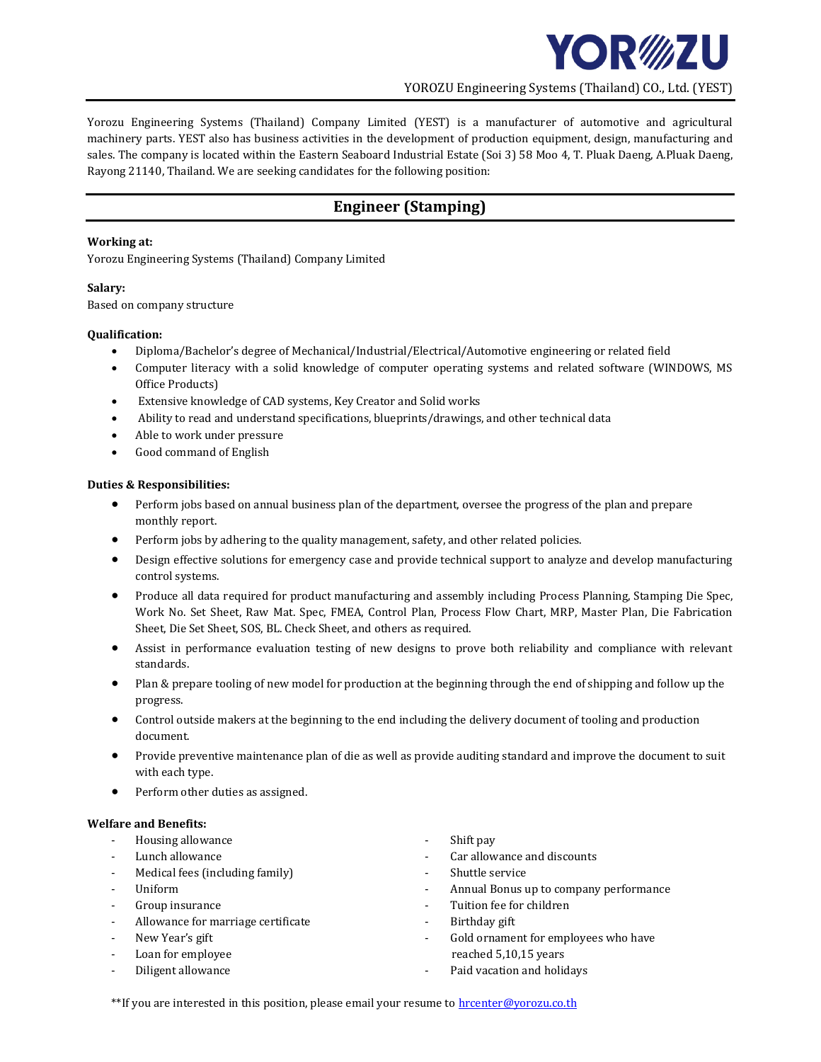YOROZU

YOROZU Engineering Systems (Thailand) CO., Ltd. (YEST)

Yorozu Engineering Systems (Thailand) Company Limited (YEST) is a manufacturer of automotive and agricultural machinery parts. YEST also has business activities in the development of production equipment, design, manufacturing and sales. The company is located within the Eastern Seaboard Industrial Estate (Soi 3) 58 Moo 4, T. Pluak Daeng, A.Pluak Daeng, Rayong 21140, Thailand. We are seeking candidates for the following position:

# Engineer (Stamping)

**Working at:**
Yorozu Engineering Systems (Thailand) Company Limited

**Salary:**
Based on company structure

**Qualification:**

- Diploma/Bachelor's degree of Mechanical/Industrial/Electrical/Automotive engineering or related field
- Computer literacy with a solid knowledge of computer operating systems and related software (WINDOWS, MS Office Products)
- Extensive knowledge of CAD systems, Key Creator and Solid works
- Ability to read and understand specifications, blueprints/drawings, and other technical data
- Able to work under pressure
- Good command of English

**Duties & Responsibilities:**

- Perform jobs based on annual business plan of the department, oversee the progress of the plan and prepare monthly report.
- Perform jobs by adhering to the quality management, safety, and other related policies.
- Design effective solutions for emergency case and provide technical support to analyze and develop manufacturing control systems.
- Produce all data required for product manufacturing and assembly including Process Planning, Stamping Die Spec, Work No. Set Sheet, Raw Mat. Spec, FMEA, Control Plan, Process Flow Chart, MRP, Master Plan, Die Fabrication Sheet, Die Set Sheet, SOS, BL. Check Sheet, and others as required.
- Assist in performance evaluation testing of new designs to prove both reliability and compliance with relevant standards.
- Plan & prepare tooling of new model for production at the beginning through the end of shipping and follow up the progress.
- Control outside makers at the beginning to the end including the delivery document of tooling and production document.
- Provide preventive maintenance plan of die as well as provide auditing standard and improve the document to suit with each type.
- Perform other duties as assigned.

**Welfare and Benefits:**

- Housing allowance
- Lunch allowance
- Medical fees (including family)
- Uniform
- Group insurance
- Allowance for marriage certificate
- New Year's gift
- Loan for employee
- Diligent allowance
- Shift pay
- Car allowance and discounts
- Shuttle service
- Annual Bonus up to company performance
- Tuition fee for children
- Birthday gift
- Gold ornament for employees who have reached 5,10,15 years
- Paid vacation and holidays

**If you are interested in this position, please email your resume to hrcenter@yorozu.co.th